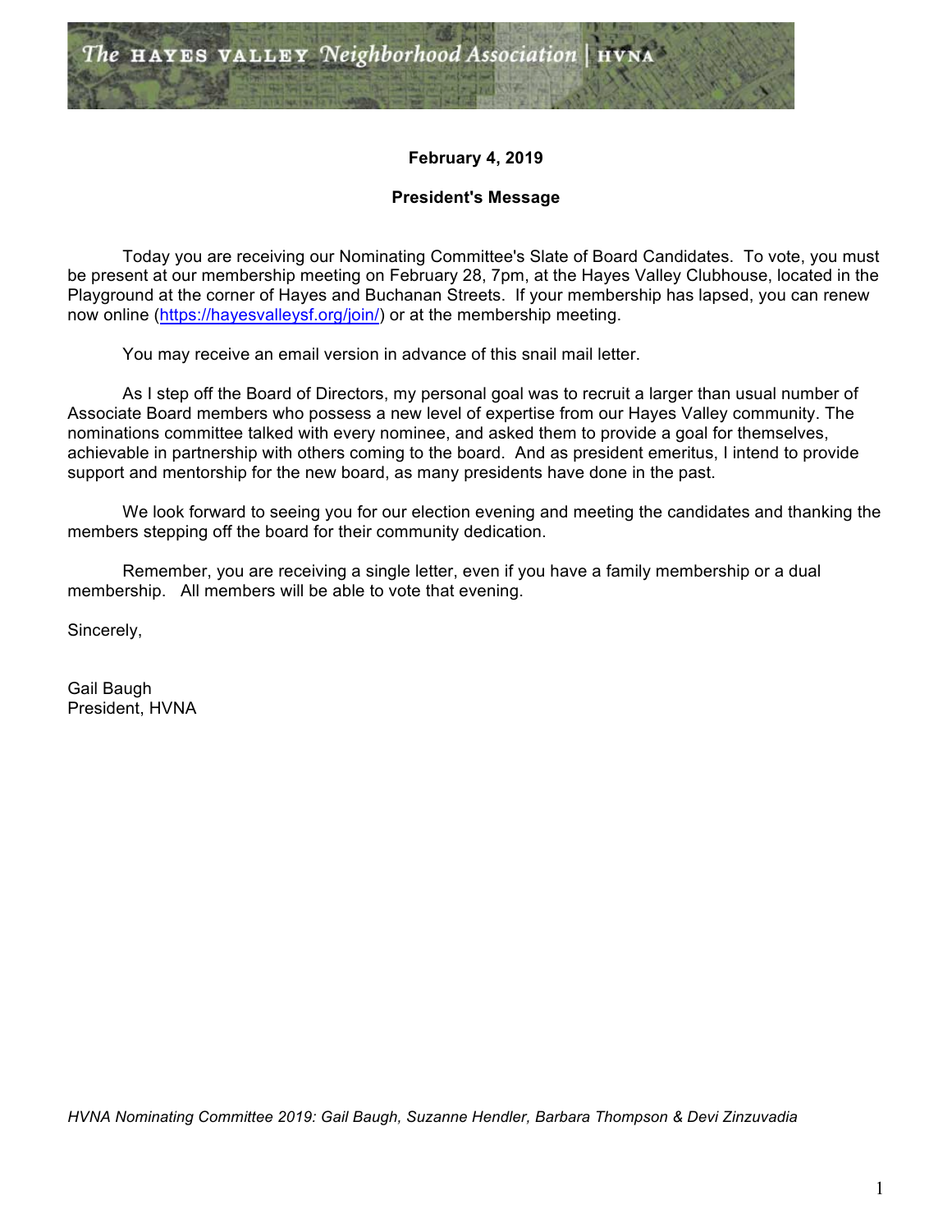The HAYES VALLEY Neighborhood Association | HVNA

**February 4, 2019**

**President's Message**

Today you are receiving our Nominating Committee's Slate of Board Candidates. To vote, you must be present at our membership meeting on February 28, 7pm, at the Hayes Valley Clubhouse, located in the Playground at the corner of Hayes and Buchanan Streets. If your membership has lapsed, you can renew now online ([https://hayesvalleysf.org/join/](https://hayesvalleysf.org/join/)) or at the membership meeting.

You may receive an email version in advance of this snail mail letter.

As I step off the Board of Directors, my personal goal was to recruit a larger than usual number of Associate Board members who possess a new level of expertise from our Hayes Valley community. The nominations committee talked with every nominee, and asked them to provide a goal for themselves, achievable in partnership with others coming to the board. And as president emeritus, I intend to provide support and mentorship for the new board, as many presidents have done in the past.

We look forward to seeing you for our election evening and meeting the candidates and thanking the members stepping off the board for their community dedication.

Remember, you are receiving a single letter, even if you have a family membership or a dual membership. All members will be able to vote that evening.

Sincerely,

Gail Baugh
President, HVNA

*HVNA Nominating Committee 2019: Gail Baugh, Suzanne Hendler, Barbara Thompson & Devi Zinzuvadia*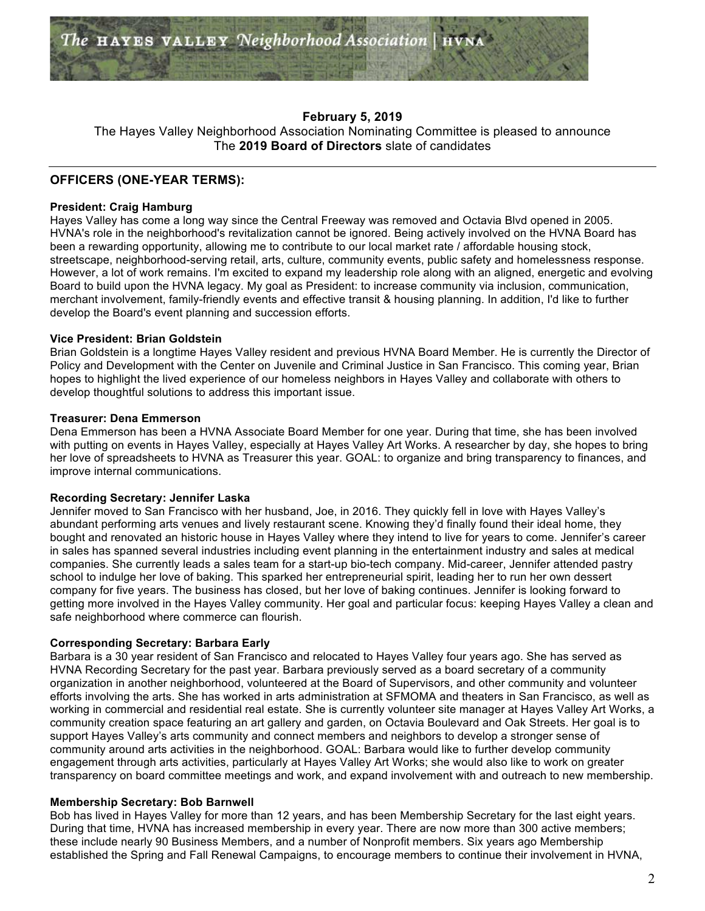**February 5, 2019**

The Hayes Valley Neighborhood Association Nominating Committee is pleased to announce The **2019 Board of Directors** slate of candidates

---

## OFFICERS (ONE-YEAR TERMS):

### President: Craig Hamburg

Hayes Valley has come a long way since the Central Freeway was removed and Octavia Blvd opened in 2005. HVNA's role in the neighborhood's revitalization cannot be ignored. Being actively involved on the HVNA Board has been a rewarding opportunity, allowing me to contribute to our local market rate / affordable housing stock, streetscape, neighborhood-serving retail, arts, culture, community events, public safety and homelessness response. However, a lot of work remains. I'm excited to expand my leadership role along with an aligned, energetic and evolving Board to build upon the HVNA legacy. My goal as President: to increase community via inclusion, communication, merchant involvement, family-friendly events and effective transit & housing planning. In addition, I'd like to further develop the Board's event planning and succession efforts.

### Vice President: Brian Goldstein

Brian Goldstein is a longtime Hayes Valley resident and previous HVNA Board Member. He is currently the Director of Policy and Development with the Center on Juvenile and Criminal Justice in San Francisco. This coming year, Brian hopes to highlight the lived experience of our homeless neighbors in Hayes Valley and collaborate with others to develop thoughtful solutions to address this important issue.

### Treasurer: Dena Emmerson

Dena Emmerson has been a HVNA Associate Board Member for one year. During that time, she has been involved with putting on events in Hayes Valley, especially at Hayes Valley Art Works. A researcher by day, she hopes to bring her love of spreadsheets to HVNA as Treasurer this year. GOAL: to organize and bring transparency to finances, and improve internal communications.

### Recording Secretary: Jennifer Laska

Jennifer moved to San Francisco with her husband, Joe, in 2016. They quickly fell in love with Hayes Valley's abundant performing arts venues and lively restaurant scene. Knowing they'd finally found their ideal home, they bought and renovated an historic house in Hayes Valley where they intend to live for years to come. Jennifer's career in sales has spanned several industries including event planning in the entertainment industry and sales at medical companies. She currently leads a sales team for a start-up bio-tech company. Mid-career, Jennifer attended pastry school to indulge her love of baking. This sparked her entrepreneurial spirit, leading her to run her own dessert company for five years. The business has closed, but her love of baking continues. Jennifer is looking forward to getting more involved in the Hayes Valley community. Her goal and particular focus: keeping Hayes Valley a clean and safe neighborhood where commerce can flourish.

### Corresponding Secretary: Barbara Early

Barbara is a 30 year resident of San Francisco and relocated to Hayes Valley four years ago. She has served as HVNA Recording Secretary for the past year. Barbara previously served as a board secretary of a community organization in another neighborhood, volunteered at the Board of Supervisors, and other community and volunteer efforts involving the arts. She has worked in arts administration at SFMOMA and theaters in San Francisco, as well as working in commercial and residential real estate. She is currently volunteer site manager at Hayes Valley Art Works, a community creation space featuring an art gallery and garden, on Octavia Boulevard and Oak Streets. Her goal is to support Hayes Valley's arts community and connect members and neighbors to develop a stronger sense of community around arts activities in the neighborhood. GOAL: Barbara would like to further develop community engagement through arts activities, particularly at Hayes Valley Art Works; she would also like to work on greater transparency on board committee meetings and work, and expand involvement with and outreach to new membership.

### Membership Secretary: Bob Barnwell

Bob has lived in Hayes Valley for more than 12 years, and has been Membership Secretary for the last eight years. During that time, HVNA has increased membership in every year. There are now more than 300 active members; these include nearly 90 Business Members, and a number of Nonprofit members. Six years ago Membership established the Spring and Fall Renewal Campaigns, to encourage members to continue their involvement in HVNA,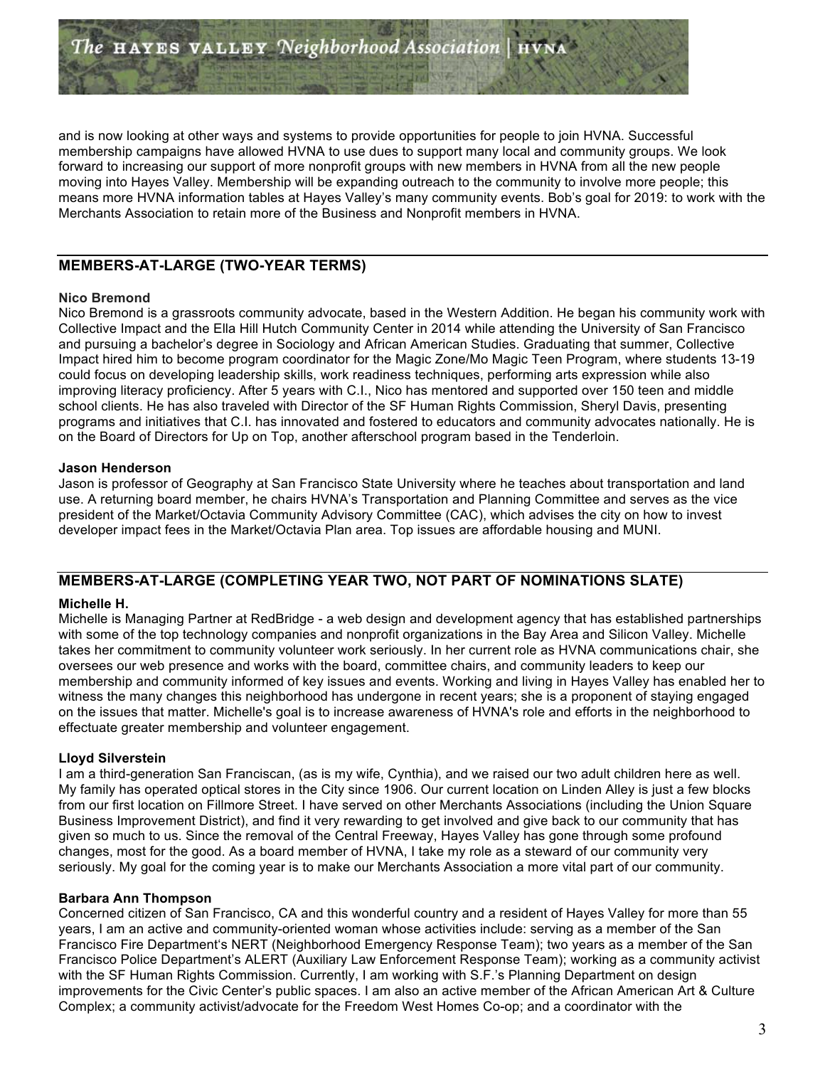and is now looking at other ways and systems to provide opportunities for people to join HVNA. Successful membership campaigns have allowed HVNA to use dues to support many local and community groups. We look forward to increasing our support of more nonprofit groups with new members in HVNA from all the new people moving into Hayes Valley. Membership will be expanding outreach to the community to involve more people; this means more HVNA information tables at Hayes Valley's many community events. Bob's goal for 2019: to work with the Merchants Association to retain more of the Business and Nonprofit members in HVNA.

## MEMBERS-AT-LARGE (TWO-YEAR TERMS)

**Nico Bremond**

Nico Bremond is a grassroots community advocate, based in the Western Addition. He began his community work with Collective Impact and the Ella Hill Hutch Community Center in 2014 while attending the University of San Francisco and pursuing a bachelor's degree in Sociology and African American Studies. Graduating that summer, Collective Impact hired him to become program coordinator for the Magic Zone/Mo Magic Teen Program, where students 13-19 could focus on developing leadership skills, work readiness techniques, performing arts expression while also improving literacy proficiency. After 5 years with C.I., Nico has mentored and supported over 150 teen and middle school clients. He has also traveled with Director of the SF Human Rights Commission, Sheryl Davis, presenting programs and initiatives that C.I. has innovated and fostered to educators and community advocates nationally. He is on the Board of Directors for Up on Top, another afterschool program based in the Tenderloin.

**Jason Henderson**

Jason is professor of Geography at San Francisco State University where he teaches about transportation and land use. A returning board member, he chairs HVNA's Transportation and Planning Committee and serves as the vice president of the Market/Octavia Community Advisory Committee (CAC), which advises the city on how to invest developer impact fees in the Market/Octavia Plan area. Top issues are affordable housing and MUNI.

## MEMBERS-AT-LARGE (COMPLETING YEAR TWO, NOT PART OF NOMINATIONS SLATE)

**Michelle H.**

Michelle is Managing Partner at RedBridge - a web design and development agency that has established partnerships with some of the top technology companies and nonprofit organizations in the Bay Area and Silicon Valley. Michelle takes her commitment to community volunteer work seriously. In her current role as HVNA communications chair, she oversees our web presence and works with the board, committee chairs, and community leaders to keep our membership and community informed of key issues and events. Working and living in Hayes Valley has enabled her to witness the many changes this neighborhood has undergone in recent years; she is a proponent of staying engaged on the issues that matter. Michelle's goal is to increase awareness of HVNA's role and efforts in the neighborhood to effectuate greater membership and volunteer engagement.

**Lloyd Silverstein**

I am a third-generation San Franciscan, (as is my wife, Cynthia), and we raised our two adult children here as well. My family has operated optical stores in the City since 1906. Our current location on Linden Alley is just a few blocks from our first location on Fillmore Street. I have served on other Merchants Associations (including the Union Square Business Improvement District), and find it very rewarding to get involved and give back to our community that has given so much to us. Since the removal of the Central Freeway, Hayes Valley has gone through some profound changes, most for the good. As a board member of HVNA, I take my role as a steward of our community very seriously. My goal for the coming year is to make our Merchants Association a more vital part of our community.

**Barbara Ann Thompson**

Concerned citizen of San Francisco, CA and this wonderful country and a resident of Hayes Valley for more than 55 years, I am an active and community-oriented woman whose activities include: serving as a member of the San Francisco Fire Department's NERT (Neighborhood Emergency Response Team); two years as a member of the San Francisco Police Department's ALERT (Auxiliary Law Enforcement Response Team); working as a community activist with the SF Human Rights Commission. Currently, I am working with S.F.'s Planning Department on design improvements for the Civic Center's public spaces. I am also an active member of the African American Art & Culture Complex; a community activist/advocate for the Freedom West Homes Co-op; and a coordinator with the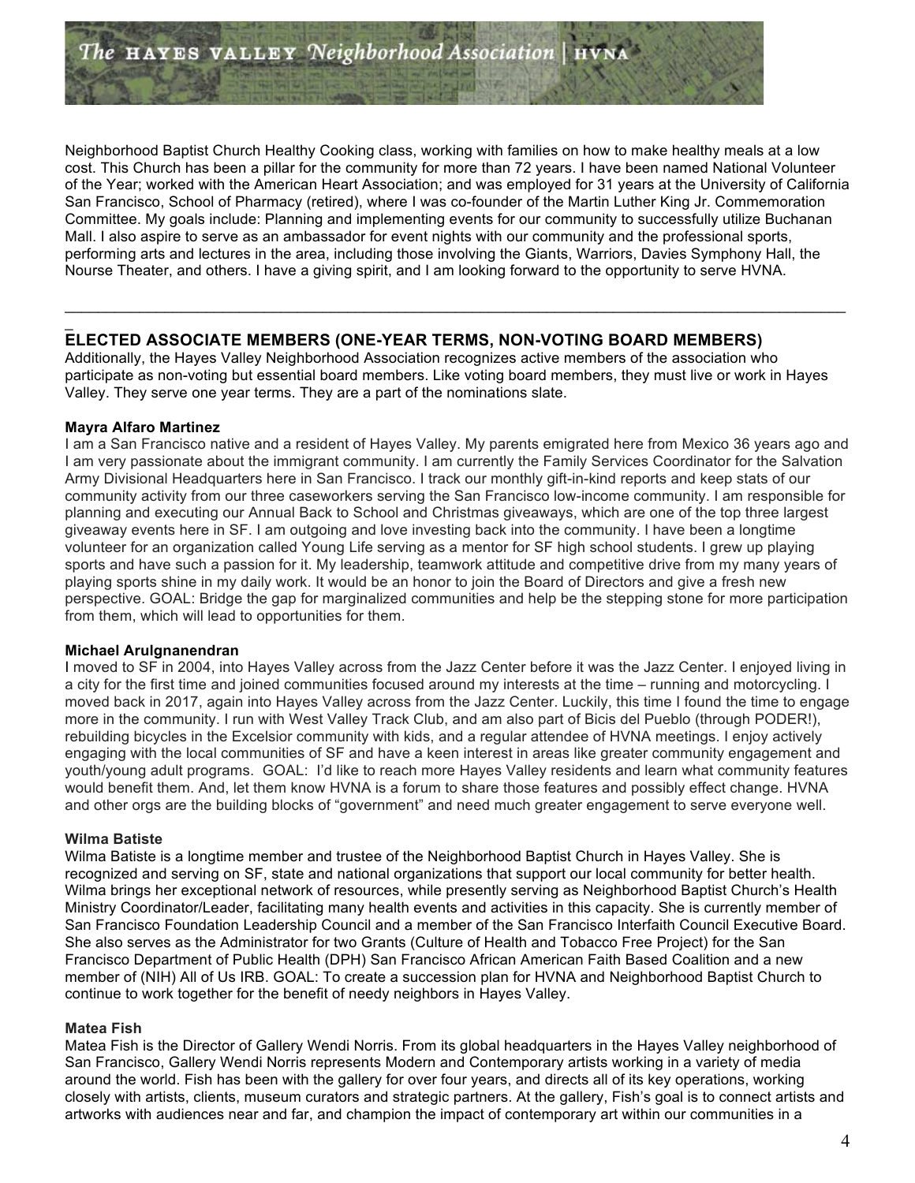Neighborhood Baptist Church Healthy Cooking class, working with families on how to make healthy meals at a low cost. This Church has been a pillar for the community for more than 72 years. I have been named National Volunteer of the Year; worked with the American Heart Association; and was employed for 31 years at the University of California San Francisco, School of Pharmacy (retired), where I was co-founder of the Martin Luther King Jr. Commemoration Committee. My goals include: Planning and implementing events for our community to successfully utilize Buchanan Mall. I also aspire to serve as an ambassador for event nights with our community and the professional sports, performing arts and lectures in the area, including those involving the Giants, Warriors, Davies Symphony Hall, the Nourse Theater, and others. I have a giving spirit, and I am looking forward to the opportunity to serve HVNA.

---

## ELECTED ASSOCIATE MEMBERS (ONE-YEAR TERMS, NON-VOTING BOARD MEMBERS)

Additionally, the Hayes Valley Neighborhood Association recognizes active members of the association who participate as non-voting but essential board members. Like voting board members, they must live or work in Hayes Valley. They serve one year terms. They are a part of the nominations slate.

**Mayra Alfaro Martinez**
I am a San Francisco native and a resident of Hayes Valley. My parents emigrated here from Mexico 36 years ago and I am very passionate about the immigrant community. I am currently the Family Services Coordinator for the Salvation Army Divisional Headquarters here in San Francisco. I track our monthly gift-in-kind reports and keep stats of our community activity from our three caseworkers serving the San Francisco low-income community. I am responsible for planning and executing our Annual Back to School and Christmas giveaways, which are one of the top three largest giveaway events here in SF. I am outgoing and love investing back into the community. I have been a longtime volunteer for an organization called Young Life serving as a mentor for SF high school students. I grew up playing sports and have such a passion for it. My leadership, teamwork attitude and competitive drive from my many years of playing sports shine in my daily work. It would be an honor to join the Board of Directors and give a fresh new perspective. GOAL: Bridge the gap for marginalized communities and help be the stepping stone for more participation from them, which will lead to opportunities for them.

**Michael Arulgnanendran**
I moved to SF in 2004, into Hayes Valley across from the Jazz Center before it was the Jazz Center. I enjoyed living in a city for the first time and joined communities focused around my interests at the time – running and motorcycling. I moved back in 2017, again into Hayes Valley across from the Jazz Center. Luckily, this time I found the time to engage more in the community. I run with West Valley Track Club, and am also part of Bicis del Pueblo (through PODER!), rebuilding bicycles in the Excelsior community with kids, and a regular attendee of HVNA meetings. I enjoy actively engaging with the local communities of SF and have a keen interest in areas like greater community engagement and youth/young adult programs. GOAL: I'd like to reach more Hayes Valley residents and learn what community features would benefit them. And, let them know HVNA is a forum to share those features and possibly effect change. HVNA and other orgs are the building blocks of "government" and need much greater engagement to serve everyone well.

**Wilma Batiste**
Wilma Batiste is a longtime member and trustee of the Neighborhood Baptist Church in Hayes Valley. She is recognized and serving on SF, state and national organizations that support our local community for better health. Wilma brings her exceptional network of resources, while presently serving as Neighborhood Baptist Church's Health Ministry Coordinator/Leader, facilitating many health events and activities in this capacity. She is currently member of San Francisco Foundation Leadership Council and a member of the San Francisco Interfaith Council Executive Board. She also serves as the Administrator for two Grants (Culture of Health and Tobacco Free Project) for the San Francisco Department of Public Health (DPH) San Francisco African American Faith Based Coalition and a new member of (NIH) All of Us IRB. GOAL: To create a succession plan for HVNA and Neighborhood Baptist Church to continue to work together for the benefit of needy neighbors in Hayes Valley.

**Matea Fish**
Matea Fish is the Director of Gallery Wendi Norris. From its global headquarters in the Hayes Valley neighborhood of San Francisco, Gallery Wendi Norris represents Modern and Contemporary artists working in a variety of media around the world. Fish has been with the gallery for over four years, and directs all of its key operations, working closely with artists, clients, museum curators and strategic partners. At the gallery, Fish's goal is to connect artists and artworks with audiences near and far, and champion the impact of contemporary art within our communities in a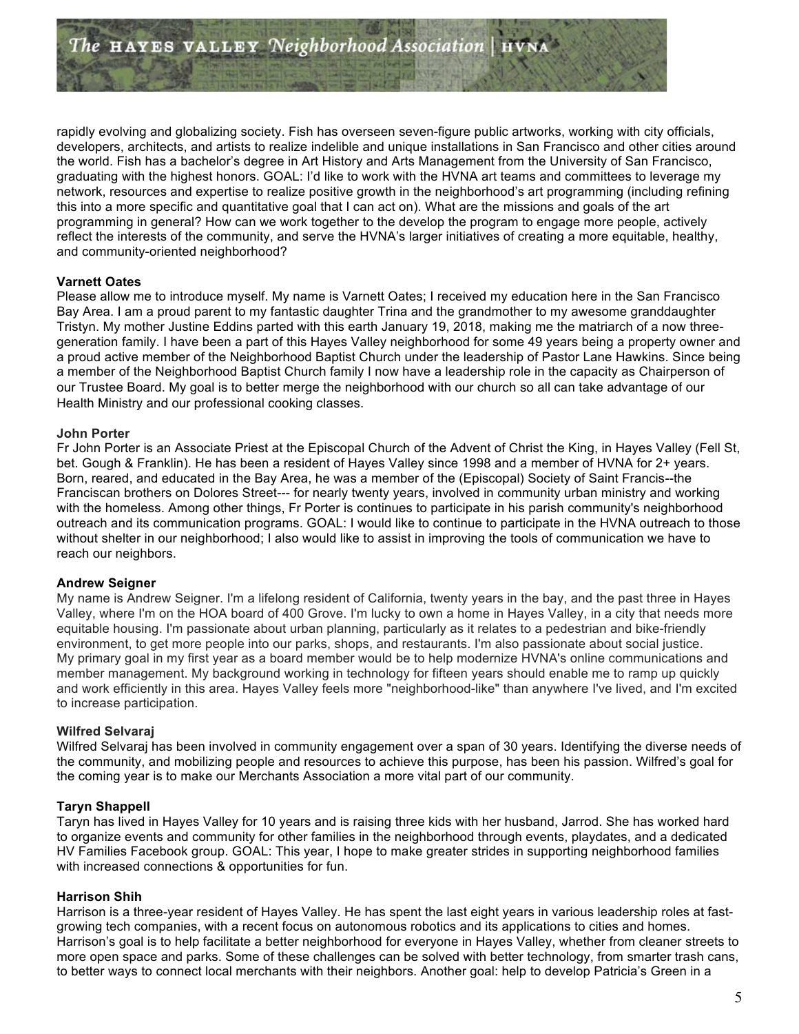rapidly evolving and globalizing society. Fish has overseen seven-figure public artworks, working with city officials, developers, architects, and artists to realize indelible and unique installations in San Francisco and other cities around the world. Fish has a bachelor's degree in Art History and Arts Management from the University of San Francisco, graduating with the highest honors. GOAL: I'd like to work with the HVNA art teams and committees to leverage my network, resources and expertise to realize positive growth in the neighborhood's art programming (including refining this into a more specific and quantitative goal that I can act on). What are the missions and goals of the art programming in general? How can we work together to the develop the program to engage more people, actively reflect the interests of the community, and serve the HVNA's larger initiatives of creating a more equitable, healthy, and community-oriented neighborhood?

**Varnett Oates**
Please allow me to introduce myself. My name is Varnett Oates; I received my education here in the San Francisco Bay Area. I am a proud parent to my fantastic daughter Trina and the grandmother to my awesome granddaughter Tristyn. My mother Justine Eddins parted with this earth January 19, 2018, making me the matriarch of a now three-generation family. I have been a part of this Hayes Valley neighborhood for some 49 years being a property owner and a proud active member of the Neighborhood Baptist Church under the leadership of Pastor Lane Hawkins. Since being a member of the Neighborhood Baptist Church family I now have a leadership role in the capacity as Chairperson of our Trustee Board. My goal is to better merge the neighborhood with our church so all can take advantage of our Health Ministry and our professional cooking classes.

**John Porter**
Fr John Porter is an Associate Priest at the Episcopal Church of the Advent of Christ the King, in Hayes Valley (Fell St, bet. Gough & Franklin). He has been a resident of Hayes Valley since 1998 and a member of HVNA for 2+ years. Born, reared, and educated in the Bay Area, he was a member of the (Episcopal) Society of Saint Francis--the Franciscan brothers on Dolores Street--- for nearly twenty years, involved in community urban ministry and working with the homeless. Among other things, Fr Porter is continues to participate in his parish community's neighborhood outreach and its communication programs. GOAL: I would like to continue to participate in the HVNA outreach to those without shelter in our neighborhood; I also would like to assist in improving the tools of communication we have to reach our neighbors.

**Andrew Seigner**
My name is Andrew Seigner. I'm a lifelong resident of California, twenty years in the bay, and the past three in Hayes Valley, where I'm on the HOA board of 400 Grove. I'm lucky to own a home in Hayes Valley, in a city that needs more equitable housing. I'm passionate about urban planning, particularly as it relates to a pedestrian and bike-friendly environment, to get more people into our parks, shops, and restaurants. I'm also passionate about social justice. My primary goal in my first year as a board member would be to help modernize HVNA's online communications and member management. My background working in technology for fifteen years should enable me to ramp up quickly and work efficiently in this area. Hayes Valley feels more "neighborhood-like" than anywhere I've lived, and I'm excited to increase participation.

**Wilfred Selvaraj**
Wilfred Selvaraj has been involved in community engagement over a span of 30 years. Identifying the diverse needs of the community, and mobilizing people and resources to achieve this purpose, has been his passion. Wilfred's goal for the coming year is to make our Merchants Association a more vital part of our community.

**Taryn Shappell**
Taryn has lived in Hayes Valley for 10 years and is raising three kids with her husband, Jarrod. She has worked hard to organize events and community for other families in the neighborhood through events, playdates, and a dedicated HV Families Facebook group. GOAL: This year, I hope to make greater strides in supporting neighborhood families with increased connections & opportunities for fun.

**Harrison Shih**
Harrison is a three-year resident of Hayes Valley. He has spent the last eight years in various leadership roles at fast-growing tech companies, with a recent focus on autonomous robotics and its applications to cities and homes. Harrison's goal is to help facilitate a better neighborhood for everyone in Hayes Valley, whether from cleaner streets to more open space and parks. Some of these challenges can be solved with better technology, from smarter trash cans, to better ways to connect local merchants with their neighbors. Another goal: help to develop Patricia's Green in a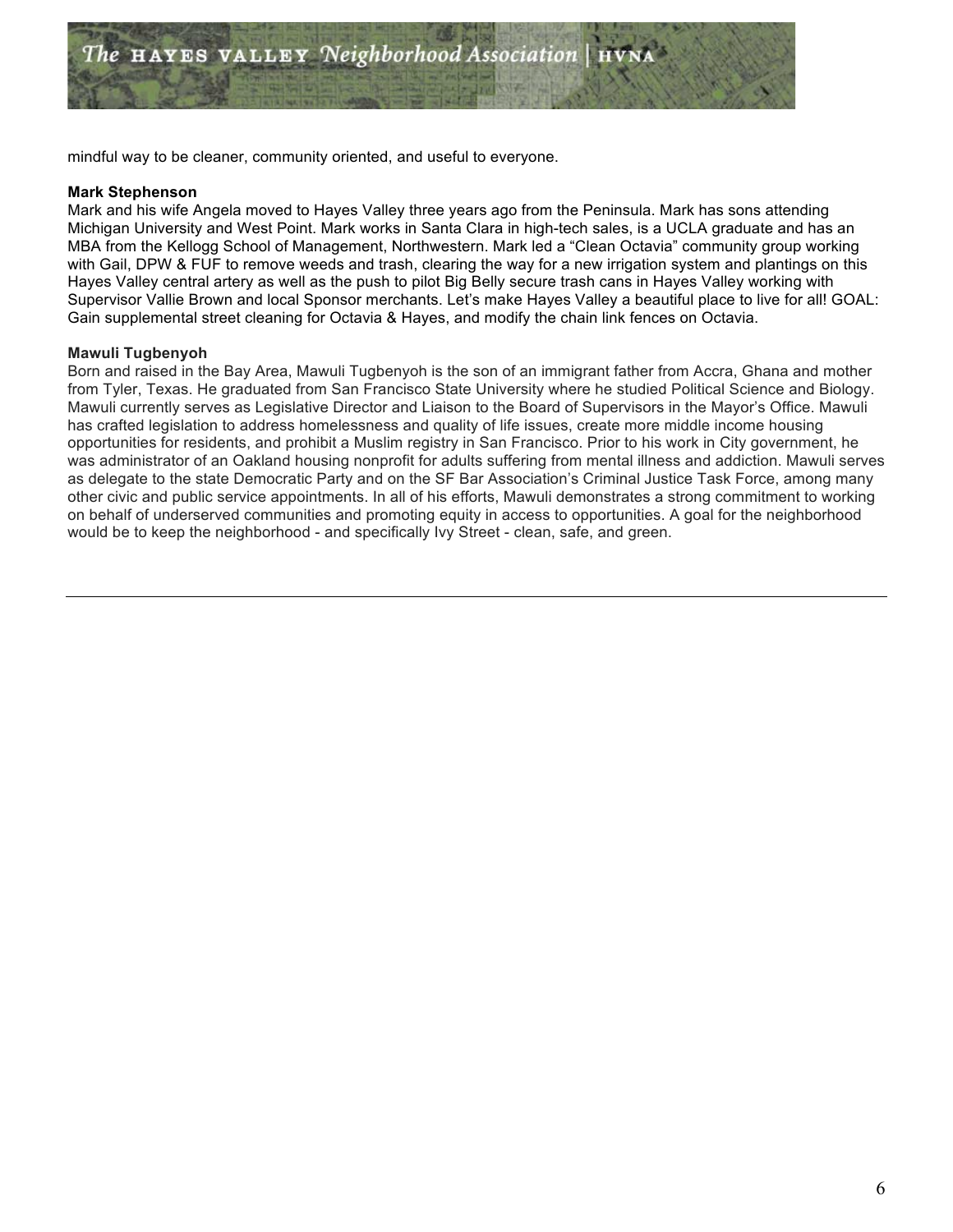mindful way to be cleaner, community oriented, and useful to everyone.

**Mark Stephenson**
Mark and his wife Angela moved to Hayes Valley three years ago from the Peninsula. Mark has sons attending Michigan University and West Point. Mark works in Santa Clara in high-tech sales, is a UCLA graduate and has an MBA from the Kellogg School of Management, Northwestern. Mark led a "Clean Octavia" community group working with Gail, DPW & FUF to remove weeds and trash, clearing the way for a new irrigation system and plantings on this Hayes Valley central artery as well as the push to pilot Big Belly secure trash cans in Hayes Valley working with Supervisor Vallie Brown and local Sponsor merchants. Let's make Hayes Valley a beautiful place to live for all! GOAL: Gain supplemental street cleaning for Octavia & Hayes, and modify the chain link fences on Octavia.

**Mawuli Tugbenyoh**
Born and raised in the Bay Area, Mawuli Tugbenyoh is the son of an immigrant father from Accra, Ghana and mother from Tyler, Texas. He graduated from San Francisco State University where he studied Political Science and Biology. Mawuli currently serves as Legislative Director and Liaison to the Board of Supervisors in the Mayor's Office. Mawuli has crafted legislation to address homelessness and quality of life issues, create more middle income housing opportunities for residents, and prohibit a Muslim registry in San Francisco. Prior to his work in City government, he was administrator of an Oakland housing nonprofit for adults suffering from mental illness and addiction. Mawuli serves as delegate to the state Democratic Party and on the SF Bar Association's Criminal Justice Task Force, among many other civic and public service appointments. In all of his efforts, Mawuli demonstrates a strong commitment to working on behalf of underserved communities and promoting equity in access to opportunities. A goal for the neighborhood would be to keep the neighborhood - and specifically Ivy Street - clean, safe, and green.